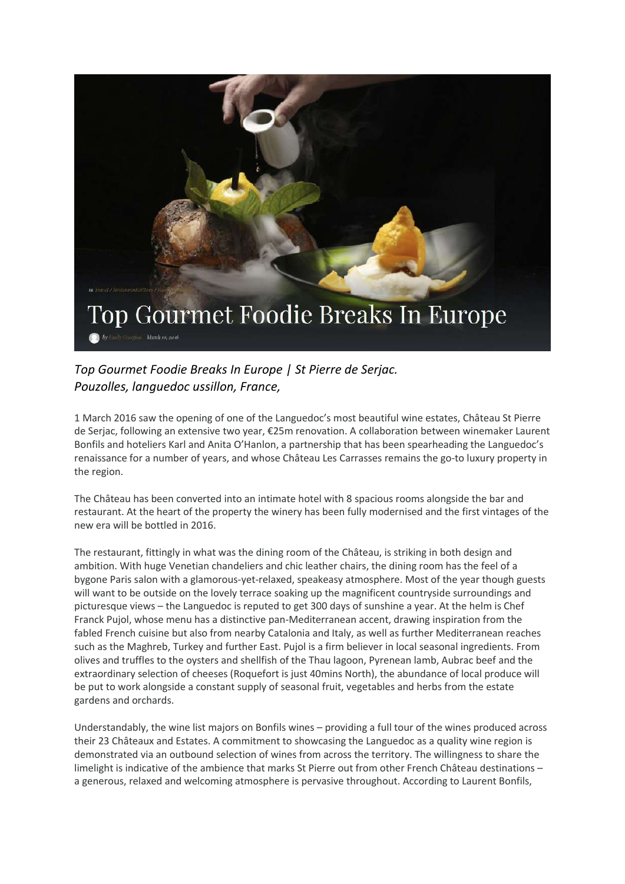# Top Gourmet Foodie Breaks In Europe

*Top Gourmet Foodie Breaks In Europe | St Pierre de Serjac.*
*Pouzolles, languedoc ussillon, France,*

1 March 2016 saw the opening of one of the Languedoc's most beautiful wine estates, Château St Pierre de Serjac, following an extensive two year, €25m renovation. A collaboration between winemaker Laurent Bonfils and hoteliers Karl and Anita O'Hanlon, a partnership that has been spearheading the Languedoc's renaissance for a number of years, and whose Château Les Carrasses remains the go-to luxury property in the region.

The Château has been converted into an intimate hotel with 8 spacious rooms alongside the bar and restaurant. At the heart of the property the winery has been fully modernised and the first vintages of the new era will be bottled in 2016.

The restaurant, fittingly in what was the dining room of the Château, is striking in both design and ambition. With huge Venetian chandeliers and chic leather chairs, the dining room has the feel of a bygone Paris salon with a glamorous-yet-relaxed, speakeasy atmosphere. Most of the year though guests will want to be outside on the lovely terrace soaking up the magnificent countryside surroundings and picturesque views – the Languedoc is reputed to get 300 days of sunshine a year. At the helm is Chef Franck Pujol, whose menu has a distinctive pan-Mediterranean accent, drawing inspiration from the fabled French cuisine but also from nearby Catalonia and Italy, as well as further Mediterranean reaches such as the Maghreb, Turkey and further East. Pujol is a firm believer in local seasonal ingredients. From olives and truffles to the oysters and shellfish of the Thau lagoon, Pyrenean lamb, Aubrac beef and the extraordinary selection of cheeses (Roquefort is just 40mins North), the abundance of local produce will be put to work alongside a constant supply of seasonal fruit, vegetables and herbs from the estate gardens and orchards.

Understandably, the wine list majors on Bonfils wines – providing a full tour of the wines produced across their 23 Châteaux and Estates. A commitment to showcasing the Languedoc as a quality wine region is demonstrated via an outbound selection of wines from across the territory. The willingness to share the limelight is indicative of the ambience that marks St Pierre out from other French Château destinations – a generous, relaxed and welcoming atmosphere is pervasive throughout. According to Laurent Bonfils,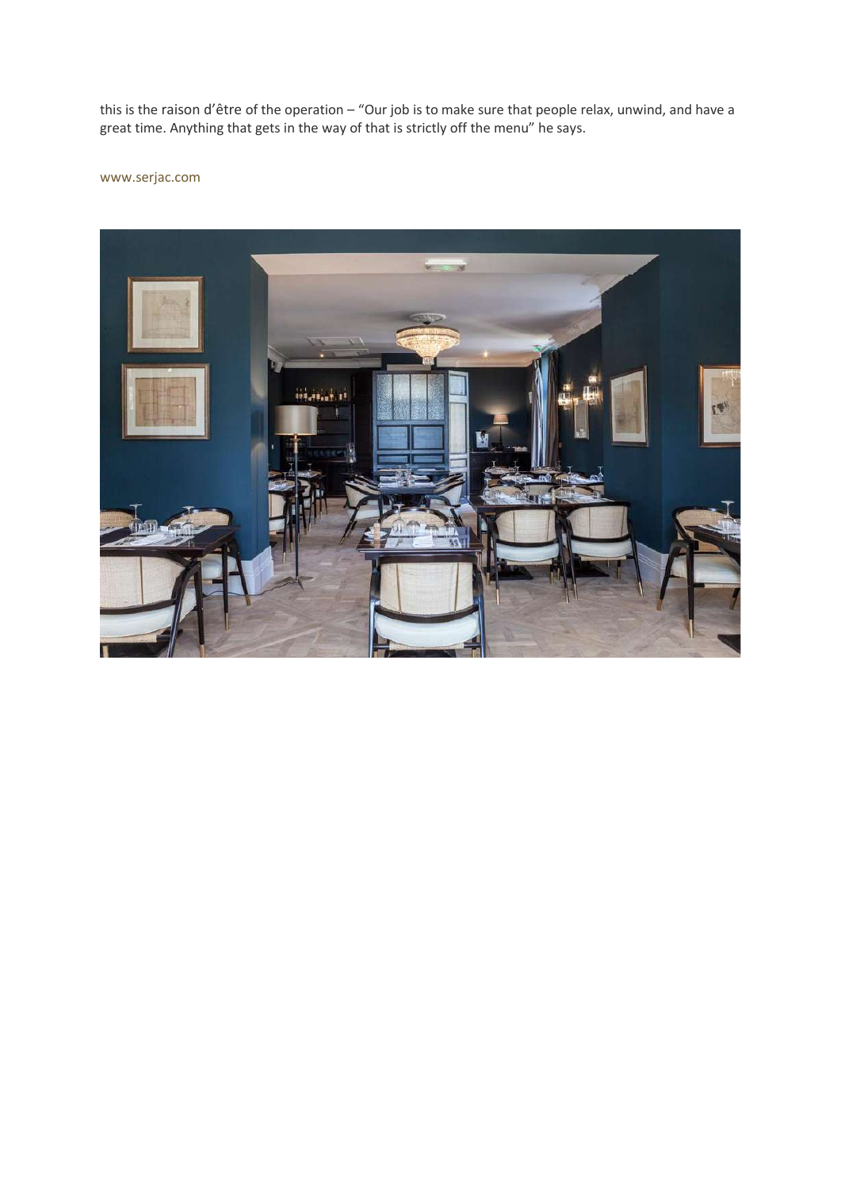this is the raison d'être of the operation – "Our job is to make sure that people relax, unwind, and have a great time. Anything that gets in the way of that is strictly off the menu" he says.

www.serjac.com